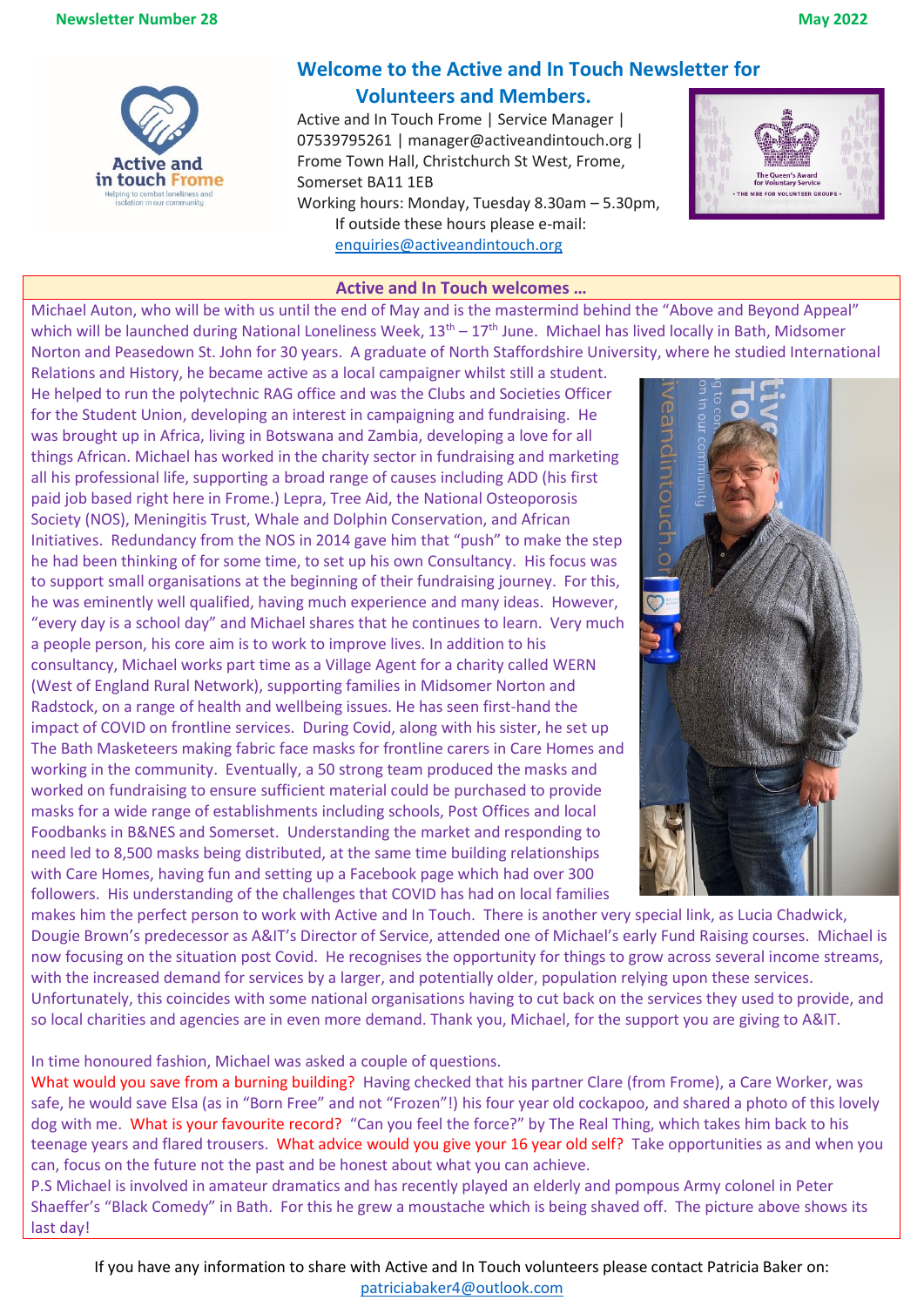Newsletter Number 28 May 2022

# Welcome to the Active and In Touch Newsletter for Volunteers and Members.

Active and In Touch Frome | Service Manager | 07539795261 | manager@activeandintouch.org | Frome Town Hall, Christchurch St West, Frome, Somerset BA11 1EB

Working hours: Monday, Tuesday 8.30am – 5.30pm,
If outside these hours please e-mail: enquiries@activeandintouch.org

## Active and In Touch welcomes …

Michael Auton, who will be with us until the end of May and is the mastermind behind the “Above and Beyond Appeal” which will be launched during National Loneliness Week, 13th – 17th June. Michael has lived locally in Bath, Midsomer Norton and Peasedown St. John for 30 years. A graduate of North Staffordshire University, where he studied International Relations and History, he became active as a local campaigner whilst still a student. He helped to run the polytechnic RAG office and was the Clubs and Societies Officer for the Student Union, developing an interest in campaigning and fundraising. He was brought up in Africa, living in Botswana and Zambia, developing a love for all things African. Michael has worked in the charity sector in fundraising and marketing all his professional life, supporting a broad range of causes including ADD (his first paid job based right here in Frome.) Lepra, Tree Aid, the National Osteoporosis Society (NOS), Meningitis Trust, Whale and Dolphin Conservation, and African Initiatives. Redundancy from the NOS in 2014 gave him that “push” to make the step he had been thinking of for some time, to set up his own Consultancy. His focus was to support small organisations at the beginning of their fundraising journey. For this, he was eminently well qualified, having much experience and many ideas. However, “every day is a school day” and Michael shares that he continues to learn. Very much a people person, his core aim is to work to improve lives. In addition to his consultancy, Michael works part time as a Village Agent for a charity called WERN (West of England Rural Network), supporting families in Midsomer Norton and Radstock, on a range of health and wellbeing issues. He has seen first-hand the impact of COVID on frontline services. During Covid, along with his sister, he set up The Bath Masketeers making fabric face masks for frontline carers in Care Homes and working in the community. Eventually, a 50 strong team produced the masks and worked on fundraising to ensure sufficient material could be purchased to provide masks for a wide range of establishments including schools, Post Offices and local Foodbanks in B&NES and Somerset. Understanding the market and responding to need led to 8,500 masks being distributed, at the same time building relationships with Care Homes, having fun and setting up a Facebook page which had over 300 followers. His understanding of the challenges that COVID has had on local families makes him the perfect person to work with Active and In Touch. There is another very special link, as Lucia Chadwick, Dougie Brown’s predecessor as A&IT’s Director of Service, attended one of Michael’s early Fund Raising courses. Michael is now focusing on the situation post Covid. He recognises the opportunity for things to grow across several income streams, with the increased demand for services by a larger, and potentially older, population relying upon these services. Unfortunately, this coincides with some national organisations having to cut back on the services they used to provide, and so local charities and agencies are in even more demand. Thank you, Michael, for the support you are giving to A&IT.

In time honoured fashion, Michael was asked a couple of questions.
**What would you save from a burning building?** Having checked that his partner Clare (from Frome), a Care Worker, was safe, he would save Elsa (as in “Born Free” and not “Frozen”!) his four year old cockapoo, and shared a photo of this lovely dog with me. **What is your favourite record?** “Can you feel the force?” by The Real Thing, which takes him back to his teenage years and flared trousers. **What advice would you give your 16 year old self?** Take opportunities as and when you can, focus on the future not the past and be honest about what you can achieve.
P.S Michael is involved in amateur dramatics and has recently played an elderly and pompous Army colonel in Peter Shaeffer’s “Black Comedy” in Bath. For this he grew a moustache which is being shaved off. The picture above shows its last day!

If you have any information to share with Active and In Touch volunteers please contact Patricia Baker on: patriciabaker4@outlook.com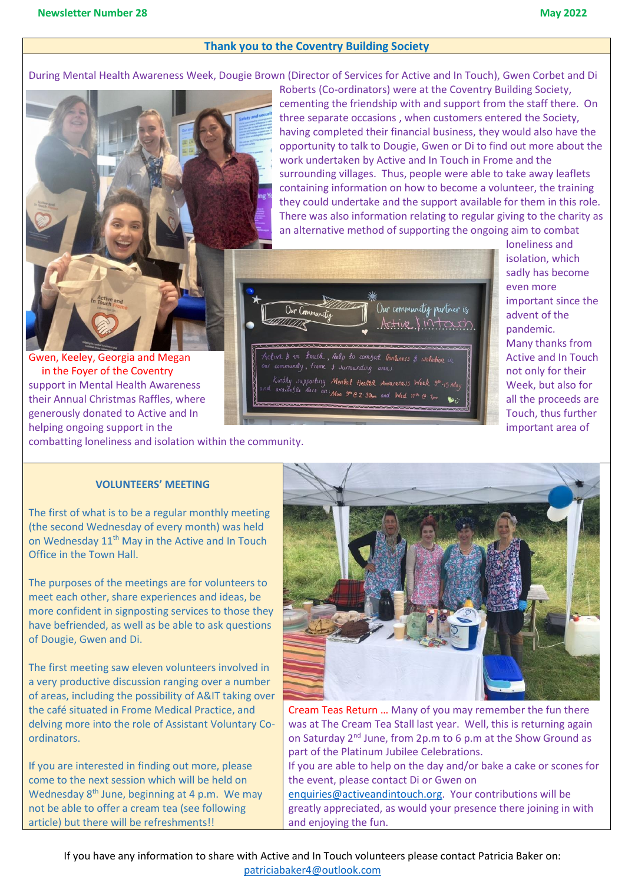Newsletter Number 28 May 2022

## Thank you to the Coventry Building Society

During Mental Health Awareness Week, Dougie Brown (Director of Services for Active and In Touch), Gwen Corbet and Di Roberts (Co-ordinators) were at the Coventry Building Society, cementing the friendship with and support from the staff there. On three separate occasions , when customers entered the Society, having completed their financial business, they would also have the opportunity to talk to Dougie, Gwen or Di to find out more about the work undertaken by Active and In Touch in Frome and the surrounding villages. Thus, people were able to take away leaflets containing information on how to become a volunteer, the training they could undertake and the support available for them in this role. There was also information relating to regular giving to the charity as an alternative method of supporting the ongoing aim to combat loneliness and isolation, which sadly has become even more important since the advent of the pandemic. Many thanks from Active and In Touch not only for their support in Mental Health Awareness Week, but also for their Annual Christmas Raffles, where all the proceeds are generously donated to Active and In Touch, thus further helping ongoing support in the important area of combatting loneliness and isolation within the community.

Gwen, Keeley, Georgia and Megan in the Foyer of the Coventry

## VOLUNTEERS' MEETING

The first of what is to be a regular monthly meeting (the second Wednesday of every month) was held on Wednesday 11th May in the Active and In Touch Office in the Town Hall.

The purposes of the meetings are for volunteers to meet each other, share experiences and ideas, be more confident in signposting services to those they have befriended, as well as be able to ask questions of Dougie, Gwen and Di.

The first meeting saw eleven volunteers involved in a very productive discussion ranging over a number of areas, including the possibility of A&IT taking over the café situated in Frome Medical Practice, and delving more into the role of Assistant Voluntary Co-ordinators.

If you are interested in finding out more, please come to the next session which will be held on Wednesday 8th June, beginning at 4 p.m. We may not be able to offer a cream tea (see following article) but there will be refreshments!!

Cream Teas Return … Many of you may remember the fun there was at The Cream Tea Stall last year. Well, this is returning again on Saturday 2nd June, from 2p.m to 6 p.m at the Show Ground as part of the Platinum Jubilee Celebrations.

If you are able to help on the day and/or bake a cake or scones for the event, please contact Di or Gwen on enquiries@activeandintouch.org. Your contributions will be greatly appreciated, as would your presence there joining in with and enjoying the fun.

If you have any information to share with Active and In Touch volunteers please contact Patricia Baker on: patriciabaker4@outlook.com